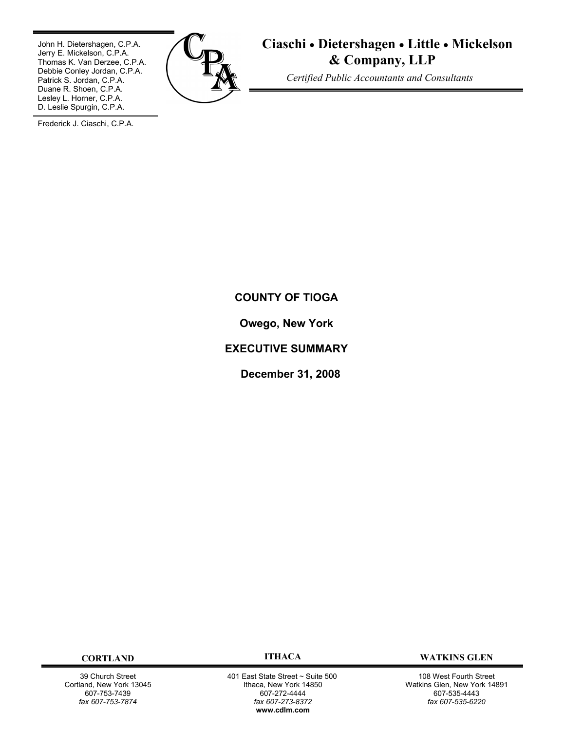John H. Dietershagen, C.P.A.
Jerry E. Mickelson, C.P.A.
Thomas K. Van Derzee, C.P.A.
Debbie Conley Jordan, C.P.A.
Patrick S. Jordan, C.P.A.
Duane R. Shoen, C.P.A.
Lesley L. Horner, C.P.A.
D. Leslie Spurgin, C.P.A.

Frederick J. Ciaschi, C.P.A.

**Ciaschi • Dietershagen • Little • Mickelson & Company, LLP**

*Certified Public Accountants and Consultants*

# COUNTY OF TIOGA

## Owego, New York

## EXECUTIVE SUMMARY

## December 31, 2008

| CORTLAND | ITHACA | WATKINS GLEN |
|---|---|---|
| 39 Church Street<br>Cortland, New York 13045<br>607-753-7439<br>*fax 607-753-7874* | 401 East State Street ~ Suite 500<br>Ithaca, New York 14850<br>607-272-4444<br>*fax 607-273-8372*<br>**www.cdlm.com** | 108 West Fourth Street<br>Watkins Glen, New York 14891<br>607-535-4443<br>*fax 607-535-6220* |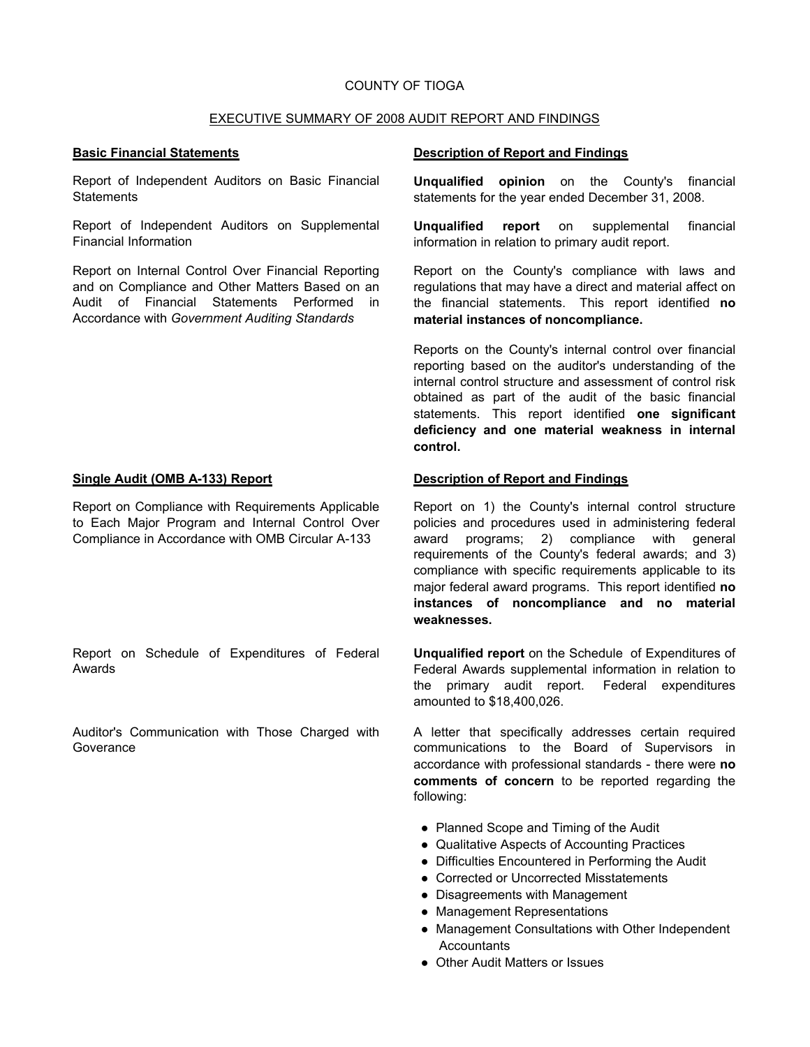COUNTY OF TIOGA

EXECUTIVE SUMMARY OF 2008 AUDIT REPORT AND FINDINGS

| **Basic Financial Statements** | **Description of Report and Findings** |
|---|---|
| Report of Independent Auditors on Basic Financial Statements | **Unqualified opinion** on the County's financial statements for the year ended December 31, 2008. |
| Report of Independent Auditors on Supplemental Financial Information | **Unqualified report** on supplemental financial information in relation to primary audit report. |
| Report on Internal Control Over Financial Reporting and on Compliance and Other Matters Based on an Audit of Financial Statements Performed in Accordance with *Government Auditing Standards* | Report on the County's compliance with laws and regulations that may have a direct and material affect on the financial statements. This report identified **no material instances of noncompliance.**<br><br>Reports on the County's internal control over financial reporting based on the auditor's understanding of the internal control structure and assessment of control risk obtained as part of the audit of the basic financial statements. This report identified **one significant deficiency and one material weakness in internal control.** |

| **Single Audit (OMB A-133) Report** | **Description of Report and Findings** |
|---|---|
| Report on Compliance with Requirements Applicable to Each Major Program and Internal Control Over Compliance in Accordance with OMB Circular A-133 | Report on 1) the County's internal control structure policies and procedures used in administering federal award programs; 2) compliance with general requirements of the County's federal awards; and 3) compliance with specific requirements applicable to its major federal award programs. This report identified **no instances of noncompliance and no material weaknesses.** |
| Report on Schedule of Expenditures of Federal Awards | **Unqualified report** on the Schedule of Expenditures of Federal Awards supplemental information in relation to the primary audit report. Federal expenditures amounted to $18,400,026. |
| Auditor's Communication with Those Charged with Goverance | A letter that specifically addresses certain required communications to the Board of Supervisors in accordance with professional standards - there were **no comments of concern** to be reported regarding the following: |

- Planned Scope and Timing of the Audit
- Qualitative Aspects of Accounting Practices
- Difficulties Encountered in Performing the Audit
- Corrected or Uncorrected Misstatements
- Disagreements with Management
- Management Representations
- Management Consultations with Other Independent Accountants
- Other Audit Matters or Issues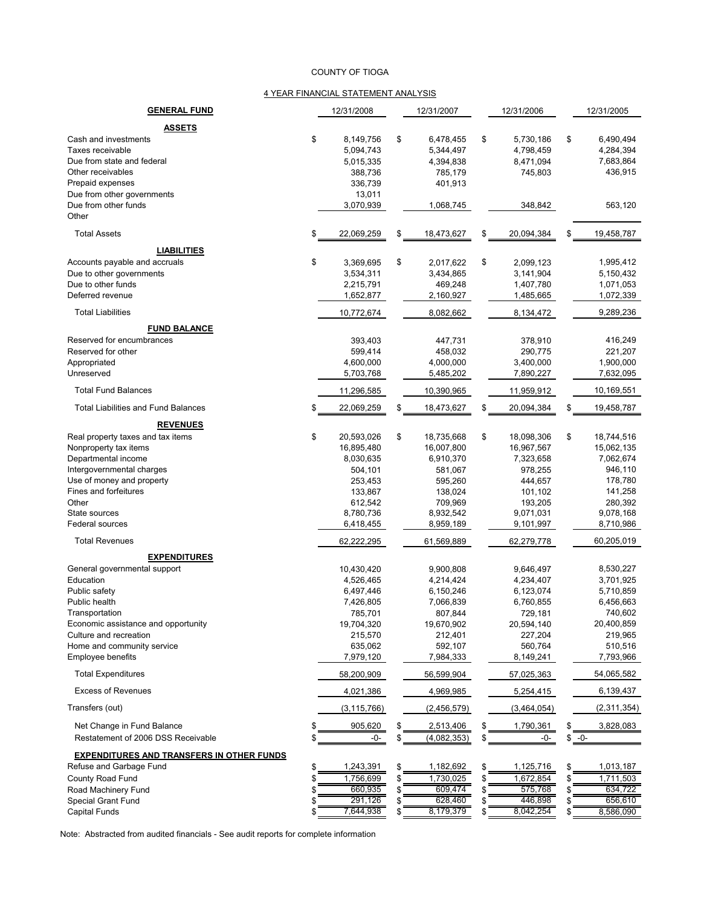COUNTY OF TIOGA

4 YEAR FINANCIAL STATEMENT ANALYSIS

| GENERAL FUND | 12/31/2008 | 12/31/2007 | 12/31/2006 | 12/31/2005 |
|---|---|---|---|---|
| **ASSETS** | | | | |
| Cash and investments | $ 8,149,756 | $ 6,478,455 | $ 5,730,186 | $ 6,490,494 |
| Taxes receivable | 5,094,743 | 5,344,497 | 4,798,459 | 4,284,394 |
| Due from state and federal | 5,015,335 | 4,394,838 | 8,471,094 | 7,683,864 |
| Other receivables | 388,736 | 785,179 | 745,803 | 436,915 |
| Prepaid expenses | 336,739 | 401,913 | | |
| Due from other governments | 13,011 | | | |
| Due from other funds | 3,070,939 | 1,068,745 | 348,842 | 563,120 |
| Other | | | | |
| Total Assets | $ 22,069,259 | $ 18,473,627 | $ 20,094,384 | $ 19,458,787 |
| **LIABILITIES** | | | | |
| Accounts payable and accruals | $ 3,369,695 | $ 2,017,622 | $ 2,099,123 | 1,995,412 |
| Due to other governments | 3,534,311 | 3,434,865 | 3,141,904 | 5,150,432 |
| Due to other funds | 2,215,791 | 469,248 | 1,407,780 | 1,071,053 |
| Deferred revenue | 1,652,877 | 2,160,927 | 1,485,665 | 1,072,339 |
| Total Liabilities | 10,772,674 | 8,082,662 | 8,134,472 | 9,289,236 |
| **FUND BALANCE** | | | | |
| Reserved for encumbrances | 393,403 | 447,731 | 378,910 | 416,249 |
| Reserved for other | 599,414 | 458,032 | 290,775 | 221,207 |
| Appropriated | 4,600,000 | 4,000,000 | 3,400,000 | 1,900,000 |
| Unreserved | 5,703,768 | 5,485,202 | 7,890,227 | 7,632,095 |
| Total Fund Balances | 11,296,585 | 10,390,965 | 11,959,912 | 10,169,551 |
| Total Liabilities and Fund Balances | $ 22,069,259 | $ 18,473,627 | $ 20,094,384 | $ 19,458,787 |
| **REVENUES** | | | | |
| Real property taxes and tax items | $ 20,593,026 | $ 18,735,668 | $ 18,098,306 | $ 18,744,516 |
| Nonproperty tax items | 16,895,480 | 16,007,800 | 16,967,567 | 15,062,135 |
| Departmental income | 8,030,635 | 6,910,370 | 7,323,658 | 7,062,674 |
| Intergovernmental charges | 504,101 | 581,067 | 978,255 | 946,110 |
| Use of money and property | 253,453 | 595,260 | 444,657 | 178,780 |
| Fines and forfeitures | 133,867 | 138,024 | 101,102 | 141,258 |
| Other | 612,542 | 709,969 | 193,205 | 280,392 |
| State sources | 8,780,736 | 8,932,542 | 9,071,031 | 9,078,168 |
| Federal sources | 6,418,455 | 8,959,189 | 9,101,997 | 8,710,986 |
| Total Revenues | 62,222,295 | 61,569,889 | 62,279,778 | 60,205,019 |
| **EXPENDITURES** | | | | |
| General governmental support | 10,430,420 | 9,900,808 | 9,646,497 | 8,530,227 |
| Education | 4,526,465 | 4,214,424 | 4,234,407 | 3,701,925 |
| Public safety | 6,497,446 | 6,150,246 | 6,123,074 | 5,710,859 |
| Public health | 7,426,805 | 7,066,839 | 6,760,855 | 6,456,663 |
| Transportation | 785,701 | 807,844 | 729,181 | 740,602 |
| Economic assistance and opportunity | 19,704,320 | 19,670,902 | 20,594,140 | 20,400,859 |
| Culture and recreation | 215,570 | 212,401 | 227,204 | 219,965 |
| Home and community service | 635,062 | 592,107 | 560,764 | 510,516 |
| Employee benefits | 7,979,120 | 7,984,333 | 8,149,241 | 7,793,966 |
| Total Expenditures | 58,200,909 | 56,599,904 | 57,025,363 | 54,065,582 |
| Excess of Revenues | 4,021,386 | 4,969,985 | 5,254,415 | 6,139,437 |
| Transfers (out) | (3,115,766) | (2,456,579) | (3,464,054) | (2,311,354) |
| Net Change in Fund Balance | $ 905,620 | $ 2,513,406 | $ 1,790,361 | $ 3,828,083 |
| Restatement of 2006 DSS Receivable | $ -0- | $ (4,082,353) | $ -0- | $ -0- |
| **EXPENDITURES AND TRANSFERS IN OTHER FUNDS** | | | | |
| Refuse and Garbage Fund | $ 1,243,391 | $ 1,182,692 | $ 1,125,716 | $ 1,013,187 |
| County Road Fund | $ 1,756,699 | $ 1,730,025 | $ 1,672,854 | $ 1,711,503 |
| Road Machinery Fund | $ 660,935 | $ 609,474 | $ 575,768 | $ 634,722 |
| Special Grant Fund | $ 291,126 | $ 628,460 | $ 446,898 | $ 656,610 |
| Capital Funds | $ 7,644,938 | $ 8,179,379 | $ 8,042,254 | $ 8,586,090 |

Note: Abstracted from audited financials - See audit reports for complete information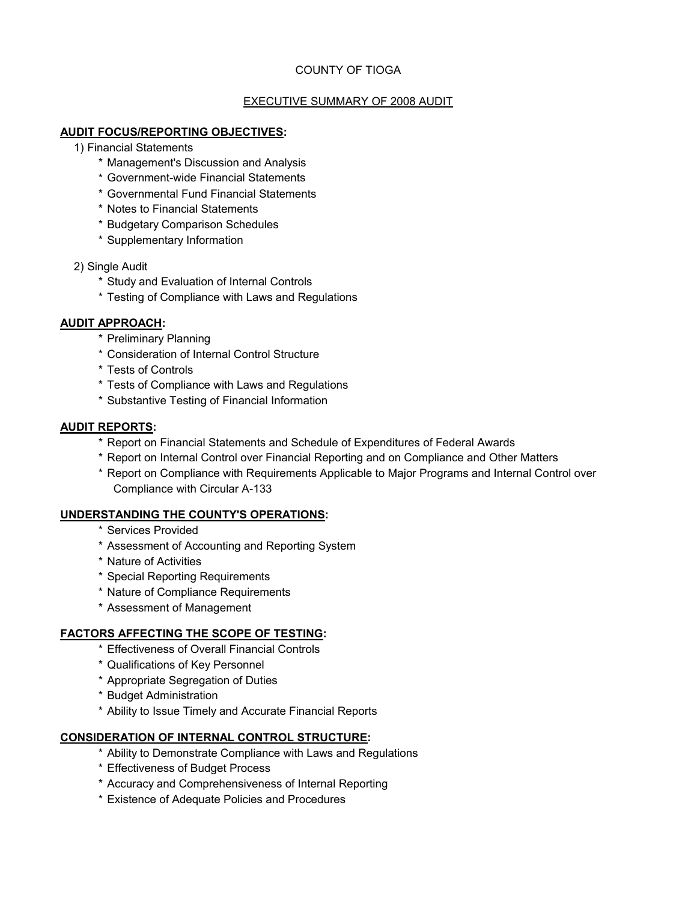COUNTY OF TIOGA

EXECUTIVE SUMMARY OF 2008 AUDIT

**AUDIT FOCUS/REPORTING OBJECTIVES:**

1) Financial Statements
   * Management's Discussion and Analysis
   * Government-wide Financial Statements
   * Governmental Fund Financial Statements
   * Notes to Financial Statements
   * Budgetary Comparison Schedules
   * Supplementary Information

2) Single Audit
   * Study and Evaluation of Internal Controls
   * Testing of Compliance with Laws and Regulations

**AUDIT APPROACH:**

* Preliminary Planning
* Consideration of Internal Control Structure
* Tests of Controls
* Tests of Compliance with Laws and Regulations
* Substantive Testing of Financial Information

**AUDIT REPORTS:**

* Report on Financial Statements and Schedule of Expenditures of Federal Awards
* Report on Internal Control over Financial Reporting and on Compliance and Other Matters
* Report on Compliance with Requirements Applicable to Major Programs and Internal Control over Compliance with Circular A-133

**UNDERSTANDING THE COUNTY'S OPERATIONS:**

* Services Provided
* Assessment of Accounting and Reporting System
* Nature of Activities
* Special Reporting Requirements
* Nature of Compliance Requirements
* Assessment of Management

**FACTORS AFFECTING THE SCOPE OF TESTING:**

* Effectiveness of Overall Financial Controls
* Qualifications of Key Personnel
* Appropriate Segregation of Duties
* Budget Administration
* Ability to Issue Timely and Accurate Financial Reports

**CONSIDERATION OF INTERNAL CONTROL STRUCTURE:**

* Ability to Demonstrate Compliance with Laws and Regulations
* Effectiveness of Budget Process
* Accuracy and Comprehensiveness of Internal Reporting
* Existence of Adequate Policies and Procedures